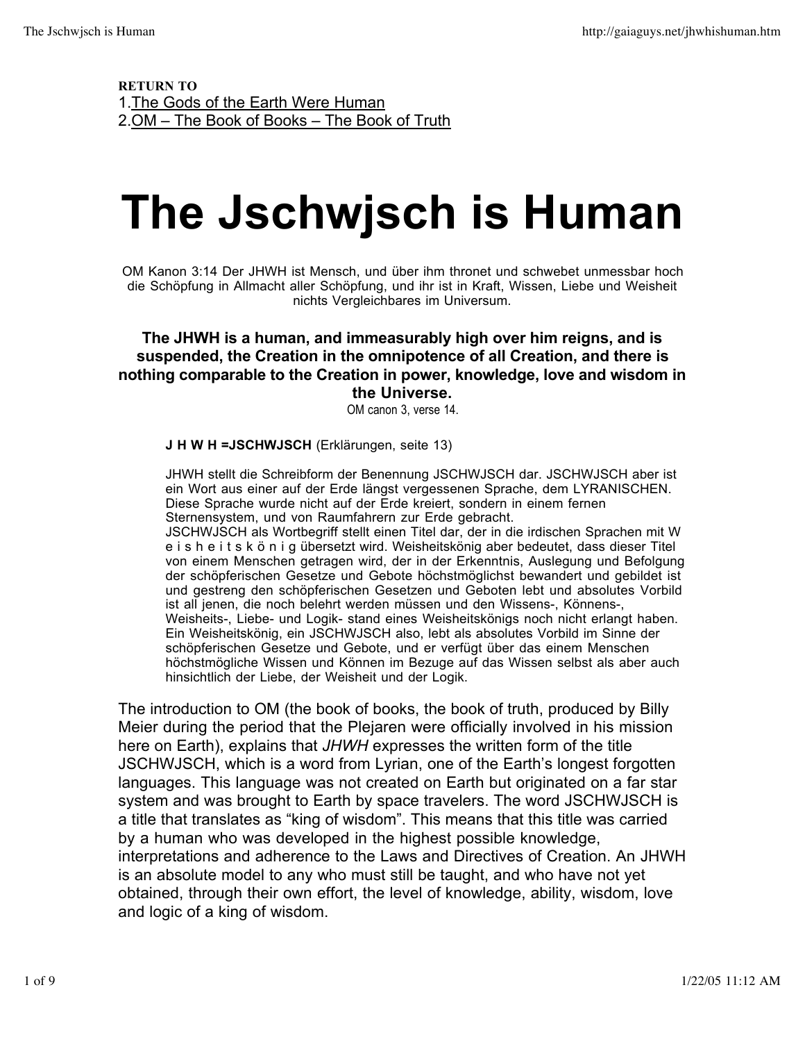**RETURN TO**

1. The Gods of the Earth Were Human
2. OM – The Book of Books – The Book of Truth

# The Jschwjsch is Human

OM Kanon 3:14 Der JHWH ist Mensch, und über ihm thronet und schwebet unmessbar hoch die Schöpfung in Allmacht aller Schöpfung, und ihr ist in Kraft, Wissen, Liebe und Weisheit nichts Vergleichbares im Universum.

**The JHWH is a human, and immeasurably high over him reigns, and is suspended, the Creation in the omnipotence of all Creation, and there is nothing comparable to the Creation in power, knowledge, love and wisdom in the Universe.**

OM canon 3, verse 14.

> **J H W H =JSCHWJSCH** (Erklärungen, seite 13)
>
> JHWH stellt die Schreibform der Benennung JSCHWJSCH dar. JSCHWJSCH aber ist ein Wort aus einer auf der Erde längst vergessenen Sprache, dem LYRANISCHEN. Diese Sprache wurde nicht auf der Erde kreiert, sondern in einem fernen Sternensystem, und von Raumfahrern zur Erde gebracht.
> JSCHWJSCH als Wortbegriff stellt einen Titel dar, der in die irdischen Sprachen mit W e i s h e i t s k ö n i g übersetzt wird. Weisheitskönig aber bedeutet, dass dieser Titel von einem Menschen getragen wird, der in der Erkenntnis, Auslegung und Befolgung der schöpferischen Gesetze und Gebote höchstmöglichst bewandert und gebildet ist und gestreng den schöpferischen Gesetzen und Geboten lebt und absolutes Vorbild ist all jenen, die noch belehrt werden müssen und den Wissens-, Könnens-, Weisheits-, Liebe- und Logik- stand eines Weisheitskönigs noch nicht erlangt haben. Ein Weisheitskönig, ein JSCHWJSCH also, lebt als absolutes Vorbild im Sinne der schöpferischen Gesetze und Gebote, und er verfügt über das einem Menschen höchstmögliche Wissen und Können im Bezuge auf das Wissen selbst als aber auch hinsichtlich der Liebe, der Weisheit und der Logik.

The introduction to OM (the book of books, the book of truth, produced by Billy Meier during the period that the Plejaren were officially involved in his mission here on Earth), explains that *JHWH* expresses the written form of the title JSCHWJSCH, which is a word from Lyrian, one of the Earth's longest forgotten languages. This language was not created on Earth but originated on a far star system and was brought to Earth by space travelers. The word JSCHWJSCH is a title that translates as "king of wisdom". This means that this title was carried by a human who was developed in the highest possible knowledge, interpretations and adherence to the Laws and Directives of Creation. An JHWH is an absolute model to any who must still be taught, and who have not yet obtained, through their own effort, the level of knowledge, ability, wisdom, love and logic of a king of wisdom.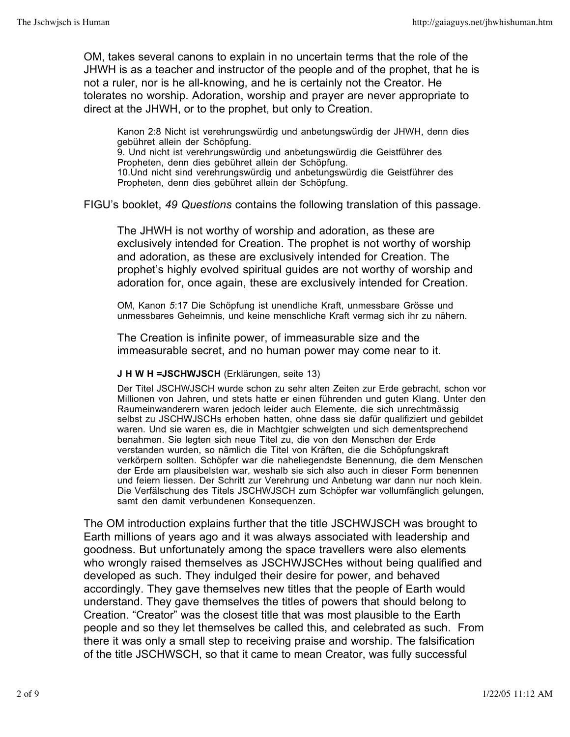OM, takes several canons to explain in no uncertain terms that the role of the JHWH is as a teacher and instructor of the people and of the prophet, that he is not a ruler, nor is he all-knowing, and he is certainly not the Creator. He tolerates no worship. Adoration, worship and prayer are never appropriate to direct at the JHWH, or to the prophet, but only to Creation.

> Kanon 2:8 Nicht ist verehrungswürdig und anbetungswürdig der JHWH, denn dies gebühret allein der Schöpfung.
> 9. Und nicht ist verehrungswürdig und anbetungswürdig die Geistführer des Propheten, denn dies gebühret allein der Schöpfung.
> 10.Und nicht sind verehrungswürdig und anbetungswürdig die Geistführer des Propheten, denn dies gebühret allein der Schöpfung.

FIGU's booklet, *49 Questions* contains the following translation of this passage.

> The JHWH is not worthy of worship and adoration, as these are exclusively intended for Creation. The prophet is not worthy of worship and adoration, as these are exclusively intended for Creation. The prophet's highly evolved spiritual guides are not worthy of worship and adoration for, once again, these are exclusively intended for Creation.

> OM, Kanon *5*:17 Die Schöpfung ist unendliche Kraft, unmessbare Grösse und unmessbares Geheimnis, und keine menschliche Kraft vermag sich ihr zu nähern.

> The Creation is infinite power, of immeasurable size and the immeasurable secret, and no human power may come near to it.

> **J H W H =JSCHWJSCH** (Erklärungen, seite 13)
>
> Der Titel JSCHWJSCH wurde schon zu sehr alten Zeiten zur Erde gebracht, schon vor Millionen von Jahren, und stets hatte er einen führenden und guten Klang. Unter den Raumeinwanderern waren jedoch leider auch Elemente, die sich unrechtmässig selbst zu JSCHWJSCHs erhoben hatten, ohne dass sie dafür qualifiziert und gebildet waren. Und sie waren es, die in Machtgier schwelgten und sich dementsprechend benahmen. Sie legten sich neue Titel zu, die von den Menschen der Erde verstanden wurden, so nämlich die Titel von Kräften, die die Schöpfungskraft verkörpern sollten. Schöpfer war die naheliegendste Benennung, die dem Menschen der Erde am plausibelsten war, weshalb sie sich also auch in dieser Form benennen und feiern liessen. Der Schritt zur Verehrung und Anbetung war dann nur noch klein. Die Verfälschung des Titels JSCHWJSCH zum Schöpfer war vollumfänglich gelungen, samt den damit verbundenen Konsequenzen.

The OM introduction explains further that the title JSCHWJSCH was brought to Earth millions of years ago and it was always associated with leadership and goodness. But unfortunately among the space travellers were also elements who wrongly raised themselves as JSCHWJSCHes without being qualified and developed as such. They indulged their desire for power, and behaved accordingly. They gave themselves new titles that the people of Earth would understand. They gave themselves the titles of powers that should belong to Creation. "Creator" was the closest title that was most plausible to the Earth people and so they let themselves be called this, and celebrated as such. From there it was only a small step to receiving praise and worship. The falsification of the title JSCHWSCH, so that it came to mean Creator, was fully successful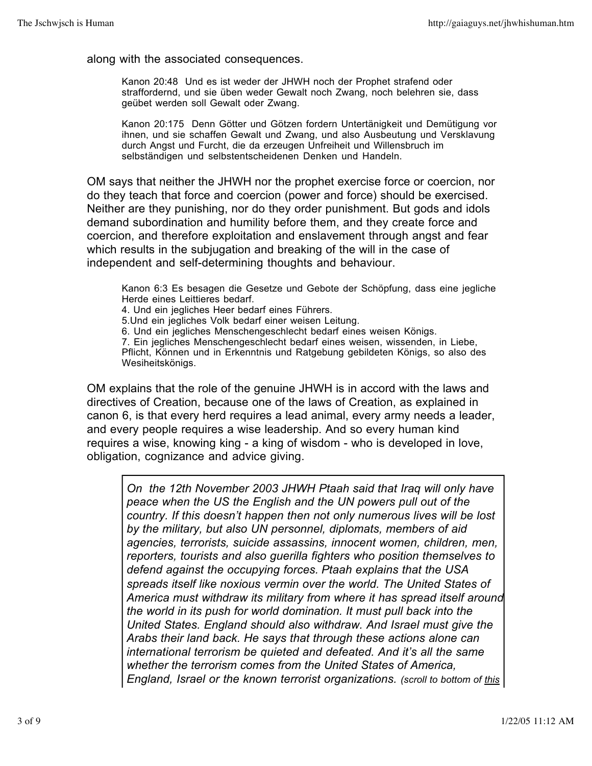along with the associated consequences.

> Kanon 20:48 Und es ist weder der JHWH noch der Prophet strafend oder straffordernd, und sie üben weder Gewalt noch Zwang, noch belehren sie, dass geübet werden soll Gewalt oder Zwang.
>
> Kanon 20:175 Denn Götter und Götzen fordern Untertänigkeit und Demütigung vor ihnen, und sie schaffen Gewalt und Zwang, und also Ausbeutung und Versklavung durch Angst und Furcht, die da erzeugen Unfreiheit und Willensbruch im selbständigen und selbstentscheidenen Denken und Handeln.

OM says that neither the JHWH nor the prophet exercise force or coercion, nor do they teach that force and coercion (power and force) should be exercised. Neither are they punishing, nor do they order punishment. But gods and idols demand subordination and humility before them, and they create force and coercion, and therefore exploitation and enslavement through angst and fear which results in the subjugation and breaking of the will in the case of independent and self-determining thoughts and behaviour.

> Kanon 6:3 Es besagen die Gesetze und Gebote der Schöpfung, dass eine jegliche Herde eines Leittieres bedarf.
> 4. Und ein jegliches Heer bedarf eines Führers.
> 5.Und ein jegliches Volk bedarf einer weisen Leitung.
> 6. Und ein jegliches Menschengeschlecht bedarf eines weisen Königs.
> 7. Ein jegliches Menschengeschlecht bedarf eines weisen, wissenden, in Liebe, Pflicht, Können und in Erkenntnis und Ratgebung gebildeten Königs, so also des Wesiheitskönigs.

OM explains that the role of the genuine JHWH is in accord with the laws and directives of Creation, because one of the laws of Creation, as explained in canon 6, is that every herd requires a lead animal, every army needs a leader, and every people requires a wise leadership. And so every human kind requires a wise, knowing king - a king of wisdom - who is developed in love, obligation, cognizance and advice giving.

> *On the 12th November 2003 JHWH Ptaah said that Iraq will only have peace when the US the English and the UN powers pull out of the country. If this doesn't happen then not only numerous lives will be lost by the military, but also UN personnel, diplomats, members of aid agencies, terrorists, suicide assassins, innocent women, children, men, reporters, tourists and also guerilla fighters who position themselves to defend against the occupying forces. Ptaah explains that the USA spreads itself like noxious vermin over the world. The United States of America must withdraw its military from where it has spread itself around the world in its push for world domination. It must pull back into the United States. England should also withdraw. And Israel must give the Arabs their land back. He says that through these actions alone can international terrorism be quieted and defeated. And it's all the same whether the terrorism comes from the United States of America, England, Israel or the known terrorist organizations.* *(scroll to bottom of this*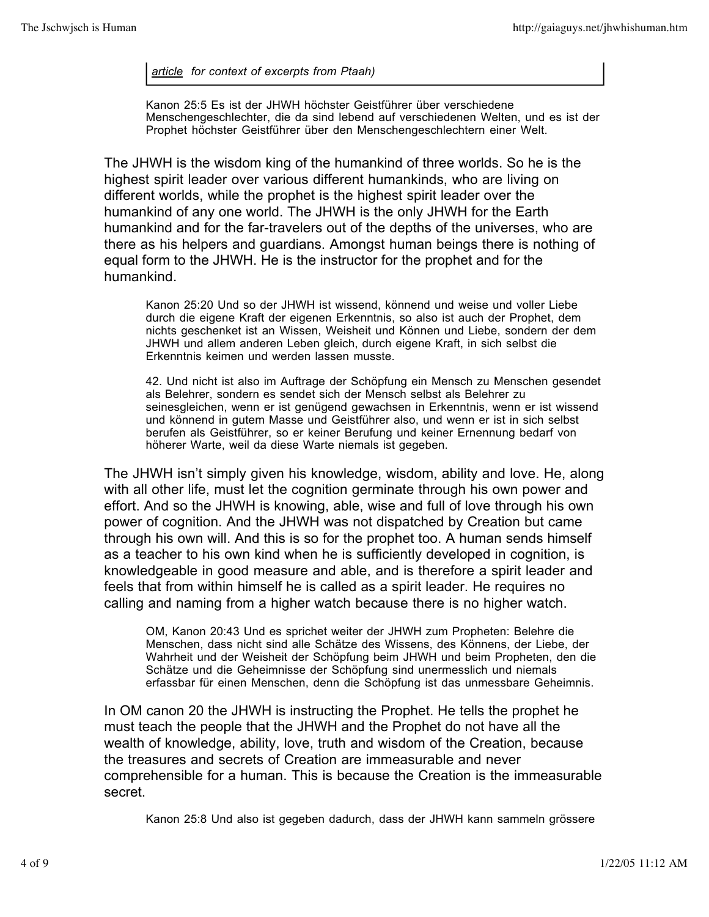*article for context of excerpts from Ptaah)*

> Kanon 25:5 Es ist der JHWH höchster Geistführer über verschiedene Menschengeschlechter, die da sind lebend auf verschiedenen Welten, und es ist der Prophet höchster Geistführer über den Menschengeschlechtern einer Welt.

The JHWH is the wisdom king of the humankind of three worlds. So he is the highest spirit leader over various different humankinds, who are living on different worlds, while the prophet is the highest spirit leader over the humankind of any one world. The JHWH is the only JHWH for the Earth humankind and for the far-travelers out of the depths of the universes, who are there as his helpers and guardians. Amongst human beings there is nothing of equal form to the JHWH. He is the instructor for the prophet and for the humankind.

> Kanon 25:20 Und so der JHWH ist wissend, könnend und weise und voller Liebe durch die eigene Kraft der eigenen Erkenntnis, so also ist auch der Prophet, dem nichts geschenket ist an Wissen, Weisheit und Können und Liebe, sondern der dem JHWH und allem anderen Leben gleich, durch eigene Kraft, in sich selbst die Erkenntnis keimen und werden lassen musste.
>
> 42. Und nicht ist also im Auftrage der Schöpfung ein Mensch zu Menschen gesendet als Belehrer, sondern es sendet sich der Mensch selbst als Belehrer zu seinesgleichen, wenn er ist genügend gewachsen in Erkenntnis, wenn er ist wissend und könnend in gutem Masse und Geistführer also, und wenn er ist in sich selbst berufen als Geistführer, so er keiner Berufung und keiner Ernennung bedarf von höherer Warte, weil da diese Warte niemals ist gegeben.

The JHWH isn't simply given his knowledge, wisdom, ability and love. He, along with all other life, must let the cognition germinate through his own power and effort. And so the JHWH is knowing, able, wise and full of love through his own power of cognition. And the JHWH was not dispatched by Creation but came through his own will. And this is so for the prophet too. A human sends himself as a teacher to his own kind when he is sufficiently developed in cognition, is knowledgeable in good measure and able, and is therefore a spirit leader and feels that from within himself he is called as a spirit leader. He requires no calling and naming from a higher watch because there is no higher watch.

> OM, Kanon 20:43 Und es sprichet weiter der JHWH zum Propheten: Belehre die Menschen, dass nicht sind alle Schätze des Wissens, des Könnens, der Liebe, der Wahrheit und der Weisheit der Schöpfung beim JHWH und beim Propheten, den die Schätze und die Geheimnisse der Schöpfung sind unermesslich und niemals erfassbar für einen Menschen, denn die Schöpfung ist das unmessbare Geheimnis.

In OM canon 20 the JHWH is instructing the Prophet. He tells the prophet he must teach the people that the JHWH and the Prophet do not have all the wealth of knowledge, ability, love, truth and wisdom of the Creation, because the treasures and secrets of Creation are immeasurable and never comprehensible for a human. This is because the Creation is the immeasurable secret.

> Kanon 25:8 Und also ist gegeben dadurch, dass der JHWH kann sammeln grössere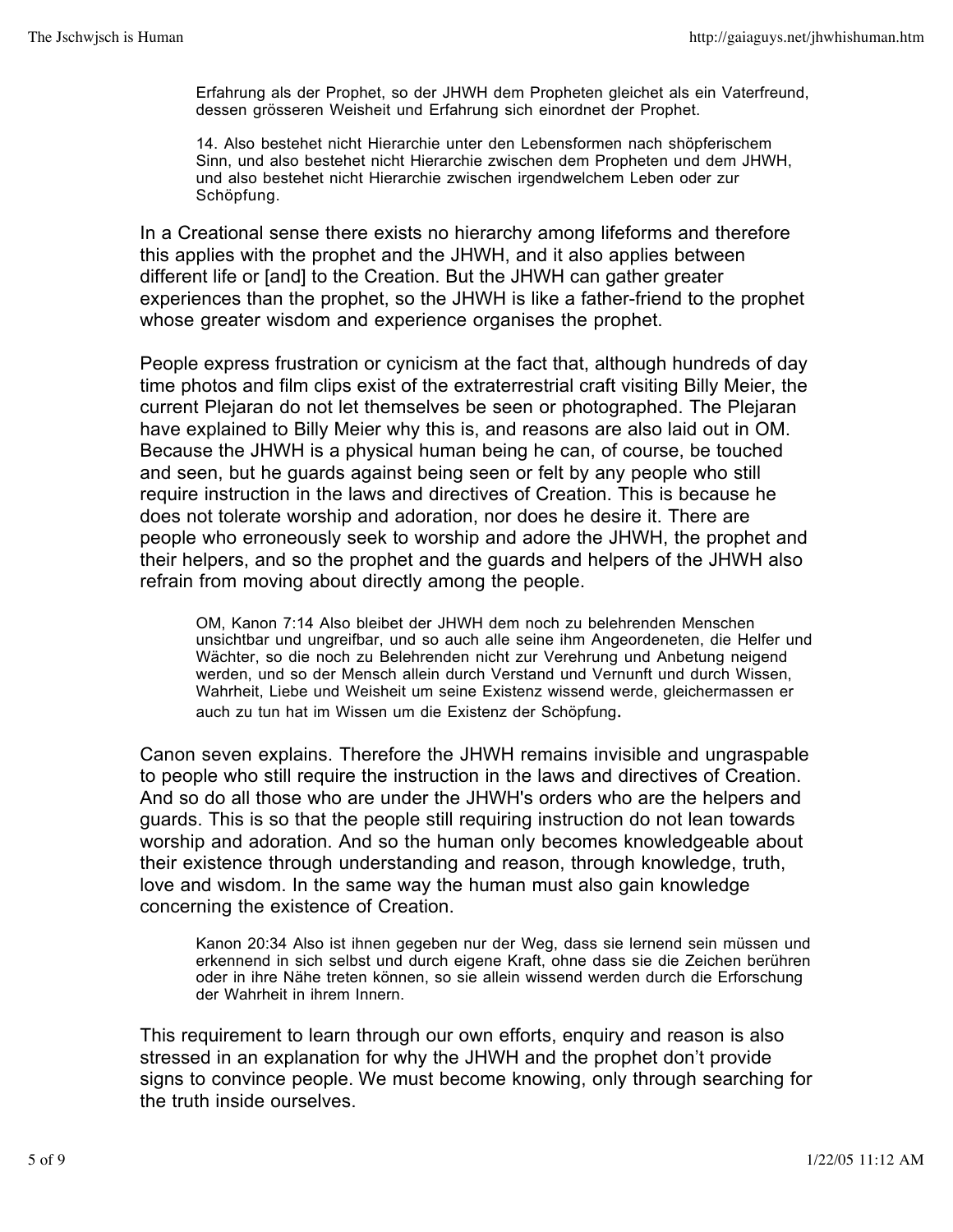> Erfahrung als der Prophet, so der JHWH dem Propheten gleichet als ein Vaterfreund, dessen grösseren Weisheit und Erfahrung sich einordnet der Prophet.
>
> 14. Also bestehet nicht Hierarchie unter den Lebensformen nach shöpferischem Sinn, und also bestehet nicht Hierarchie zwischen dem Propheten und dem JHWH, und also bestehet nicht Hierarchie zwischen irgendwelchem Leben oder zur Schöpfung.

In a Creational sense there exists no hierarchy among lifeforms and therefore this applies with the prophet and the JHWH, and it also applies between different life or [and] to the Creation. But the JHWH can gather greater experiences than the prophet, so the JHWH is like a father-friend to the prophet whose greater wisdom and experience organises the prophet.

People express frustration or cynicism at the fact that, although hundreds of day time photos and film clips exist of the extraterrestrial craft visiting Billy Meier, the current Plejaran do not let themselves be seen or photographed. The Plejaran have explained to Billy Meier why this is, and reasons are also laid out in OM. Because the JHWH is a physical human being he can, of course, be touched and seen, but he guards against being seen or felt by any people who still require instruction in the laws and directives of Creation. This is because he does not tolerate worship and adoration, nor does he desire it. There are people who erroneously seek to worship and adore the JHWH, the prophet and their helpers, and so the prophet and the guards and helpers of the JHWH also refrain from moving about directly among the people.

> OM, Kanon 7:14 Also bleibet der JHWH dem noch zu belehrenden Menschen unsichtbar und ungreifbar, und so auch alle seine ihm Angeordeneten, die Helfer und Wächter, so die noch zu Belehrenden nicht zur Verehrung und Anbetung neigend werden, und so der Mensch allein durch Verstand und Vernunft und durch Wissen, Wahrheit, Liebe und Weisheit um seine Existenz wissend werde, gleichermassen er auch zu tun hat im Wissen um die Existenz der Schöpfung.

Canon seven explains. Therefore the JHWH remains invisible and ungraspable to people who still require the instruction in the laws and directives of Creation. And so do all those who are under the JHWH's orders who are the helpers and guards. This is so that the people still requiring instruction do not lean towards worship and adoration. And so the human only becomes knowledgeable about their existence through understanding and reason, through knowledge, truth, love and wisdom. In the same way the human must also gain knowledge concerning the existence of Creation.

> Kanon 20:34 Also ist ihnen gegeben nur der Weg, dass sie lernend sein müssen und erkennend in sich selbst und durch eigene Kraft, ohne dass sie die Zeichen berühren oder in ihre Nähe treten können, so sie allein wissend werden durch die Erforschung der Wahrheit in ihrem Innern.

This requirement to learn through our own efforts, enquiry and reason is also stressed in an explanation for why the JHWH and the prophet don't provide signs to convince people. We must become knowing, only through searching for the truth inside ourselves.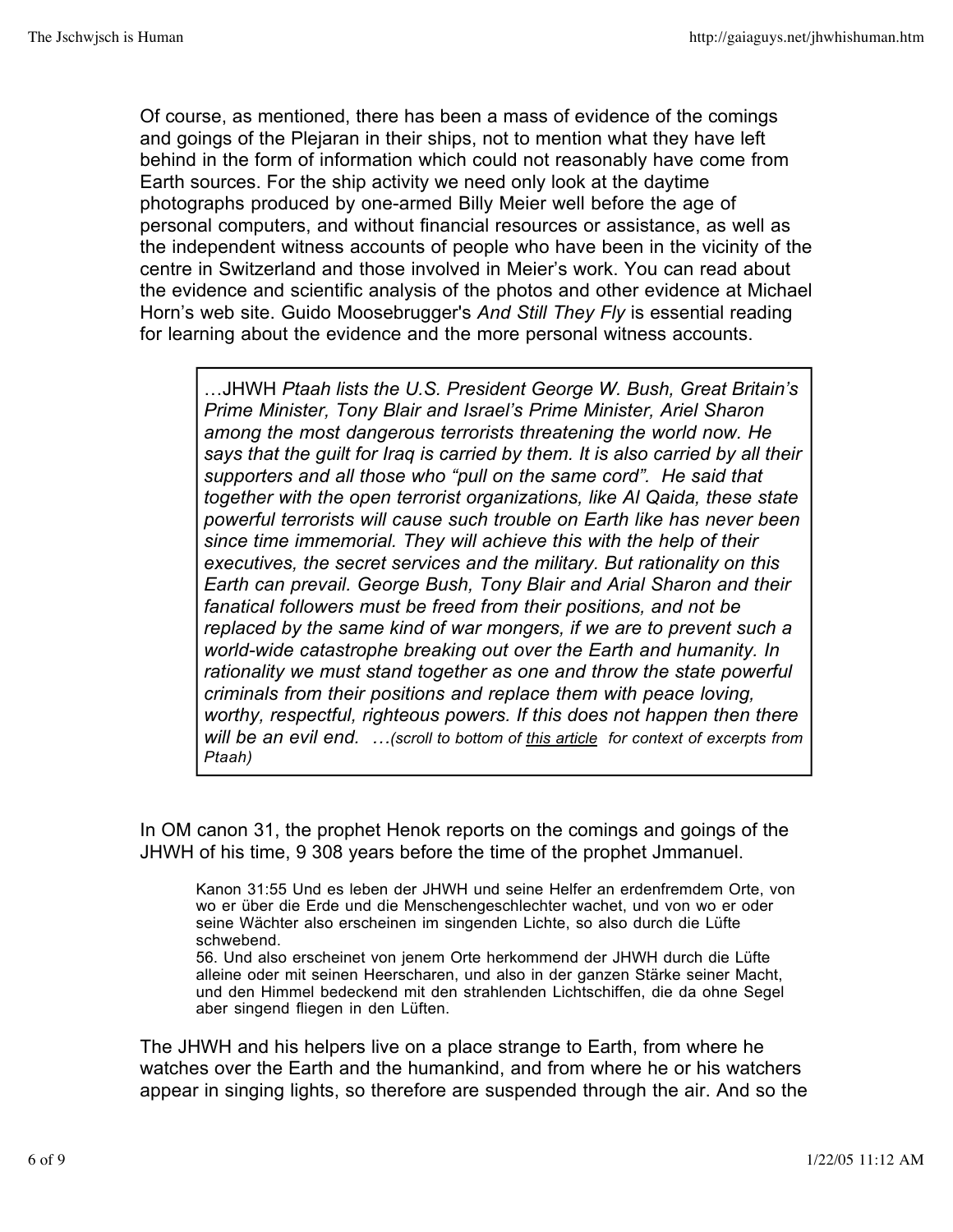Of course, as mentioned, there has been a mass of evidence of the comings and goings of the Plejaran in their ships, not to mention what they have left behind in the form of information which could not reasonably have come from Earth sources. For the ship activity we need only look at the daytime photographs produced by one-armed Billy Meier well before the age of personal computers, and without financial resources or assistance, as well as the independent witness accounts of people who have been in the vicinity of the centre in Switzerland and those involved in Meier's work. You can read about the evidence and scientific analysis of the photos and other evidence at Michael Horn's web site. Guido Moosebrugger's *And Still They Fly* is essential reading for learning about the evidence and the more personal witness accounts.

> …JHWH *Ptaah lists the U.S. President George W. Bush, Great Britain's Prime Minister, Tony Blair and Israel's Prime Minister, Ariel Sharon among the most dangerous terrorists threatening the world now. He says that the guilt for Iraq is carried by them. It is also carried by all their supporters and all those who "pull on the same cord". He said that together with the open terrorist organizations, like Al Qaida, these state powerful terrorists will cause such trouble on Earth like has never been since time immemorial. They will achieve this with the help of their executives, the secret services and the military. But rationality on this Earth can prevail. George Bush, Tony Blair and Arial Sharon and their fanatical followers must be freed from their positions, and not be replaced by the same kind of war mongers, if we are to prevent such a world-wide catastrophe breaking out over the Earth and humanity. In rationality we must stand together as one and throw the state powerful criminals from their positions and replace them with peace loving, worthy, respectful, righteous powers. If this does not happen then there will be an evil end. …(scroll to bottom of this article for context of excerpts from Ptaah)*

In OM canon 31, the prophet Henok reports on the comings and goings of the JHWH of his time, 9 308 years before the time of the prophet Jmmanuel.

> Kanon 31:55 Und es leben der JHWH und seine Helfer an erdenfremdem Orte, von wo er über die Erde und die Menschengeschlechter wachet, und von wo er oder seine Wächter also erscheinen im singenden Lichte, so also durch die Lüfte schwebend.
> 56. Und also erscheinet von jenem Orte herkommend der JHWH durch die Lüfte alleine oder mit seinen Heerscharen, und also in der ganzen Stärke seiner Macht, und den Himmel bedeckend mit den strahlenden Lichtschiffen, die da ohne Segel aber singend fliegen in den Lüften.

The JHWH and his helpers live on a place strange to Earth, from where he watches over the Earth and the humankind, and from where he or his watchers appear in singing lights, so therefore are suspended through the air. And so the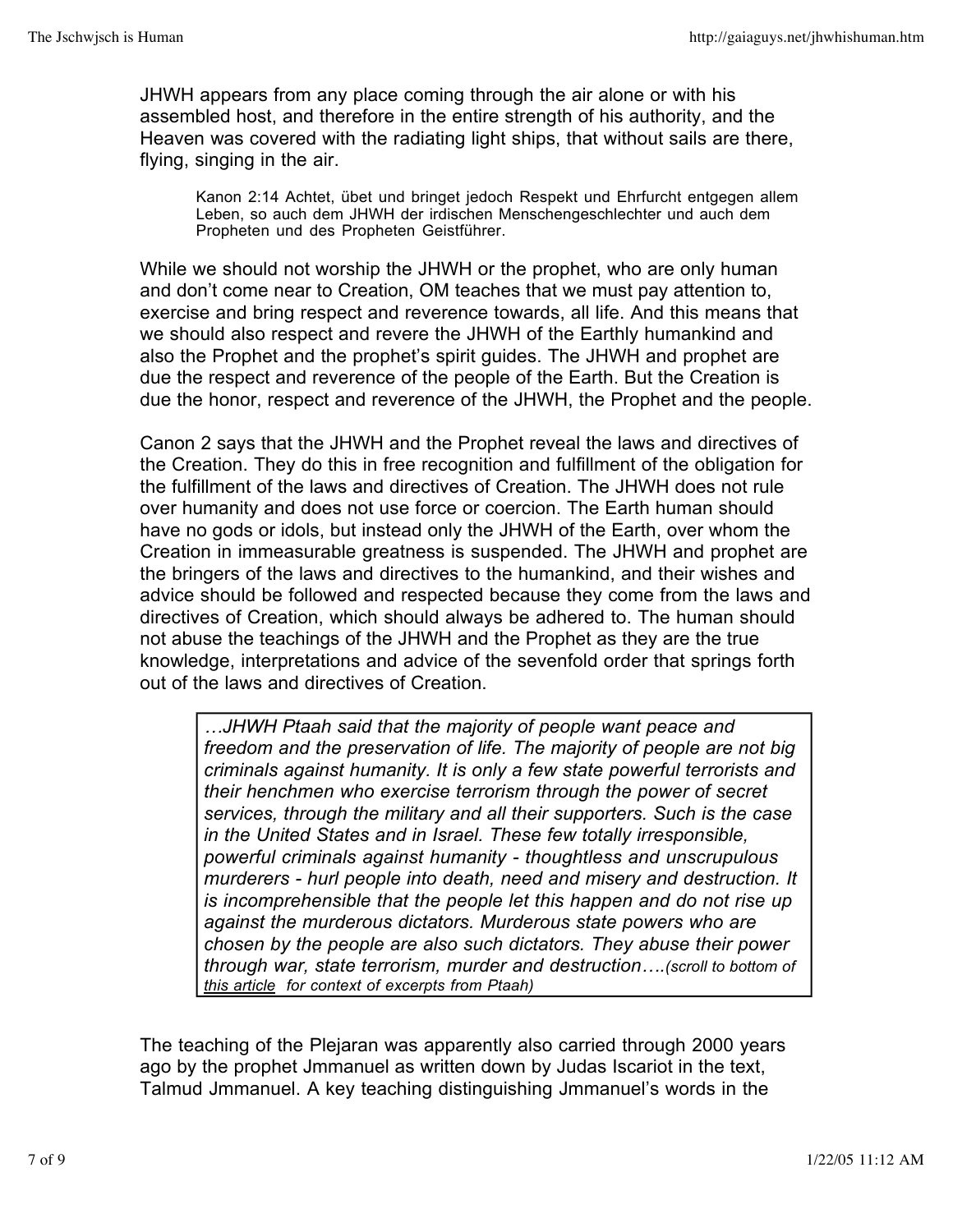JHWH appears from any place coming through the air alone or with his assembled host, and therefore in the entire strength of his authority, and the Heaven was covered with the radiating light ships, that without sails are there, flying, singing in the air.

> Kanon 2:14 Achtet, übet und bringet jedoch Respekt und Ehrfurcht entgegen allem Leben, so auch dem JHWH der irdischen Menschengeschlechter und auch dem Propheten und des Propheten Geistführer.

While we should not worship the JHWH or the prophet, who are only human and don't come near to Creation, OM teaches that we must pay attention to, exercise and bring respect and reverence towards, all life. And this means that we should also respect and revere the JHWH of the Earthly humankind and also the Prophet and the prophet's spirit guides. The JHWH and prophet are due the respect and reverence of the people of the Earth. But the Creation is due the honor, respect and reverence of the JHWH, the Prophet and the people.

Canon 2 says that the JHWH and the Prophet reveal the laws and directives of the Creation. They do this in free recognition and fulfillment of the obligation for the fulfillment of the laws and directives of Creation. The JHWH does not rule over humanity and does not use force or coercion. The Earth human should have no gods or idols, but instead only the JHWH of the Earth, over whom the Creation in immeasurable greatness is suspended. The JHWH and prophet are the bringers of the laws and directives to the humankind, and their wishes and advice should be followed and respected because they come from the laws and directives of Creation, which should always be adhered to. The human should not abuse the teachings of the JHWH and the Prophet as they are the true knowledge, interpretations and advice of the sevenfold order that springs forth out of the laws and directives of Creation.

> *…JHWH Ptaah said that the majority of people want peace and freedom and the preservation of life. The majority of people are not big criminals against humanity. It is only a few state powerful terrorists and their henchmen who exercise terrorism through the power of secret services, through the military and all their supporters. Such is the case in the United States and in Israel. These few totally irresponsible, powerful criminals against humanity - thoughtless and unscrupulous murderers - hurl people into death, need and misery and destruction. It is incomprehensible that the people let this happen and do not rise up against the murderous dictators. Murderous state powers who are chosen by the people are also such dictators. They abuse their power through war, state terrorism, murder and destruction….(scroll to bottom of this article for context of excerpts from Ptaah)*

The teaching of the Plejaran was apparently also carried through 2000 years ago by the prophet Jmmanuel as written down by Judas Iscariot in the text, Talmud Jmmanuel. A key teaching distinguishing Jmmanuel's words in the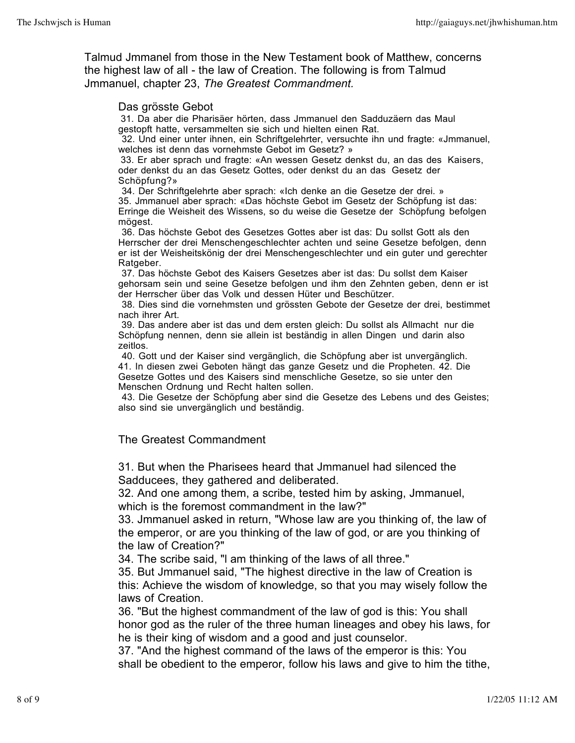Talmud Jmmanel from those in the New Testament book of Matthew, concerns the highest law of all - the law of Creation. The following is from Talmud Jmmanuel, chapter 23, *The Greatest Commandment.*

Das grösste Gebot

31. Da aber die Pharisäer hörten, dass Jmmanuel den Sadduzäern das Maul gestopft hatte, versammelten sie sich und hielten einen Rat.
32. Und einer unter ihnen, ein Schriftgelehrter, versuchte ihn und fragte: «Jmmanuel, welches ist denn das vornehmste Gebot im Gesetz? »
33. Er aber sprach und fragte: «An wessen Gesetz denkst du, an das des Kaisers, oder denkst du an das Gesetz Gottes, oder denkst du an das Gesetz der Schöpfung?»
34. Der Schriftgelehrte aber sprach: «Ich denke an die Gesetze der drei. »
35. Jmmanuel aber sprach: «Das höchste Gebot im Gesetz der Schöpfung ist das: Erringe die Weisheit des Wissens, so du weise die Gesetze der Schöpfung befolgen mögest.
36. Das höchste Gebot des Gesetzes Gottes aber ist das: Du sollst Gott als den Herrscher der drei Menschengeschlechter achten und seine Gesetze befolgen, denn er ist der Weisheitskönig der drei Menschengeschlechter und ein guter und gerechter Ratgeber.
37. Das höchste Gebot des Kaisers Gesetzes aber ist das: Du sollst dem Kaiser gehorsam sein und seine Gesetze befolgen und ihm den Zehnten geben, denn er ist der Herrscher über das Volk und dessen Hüter und Beschützer.
38. Dies sind die vornehmsten und grössten Gebote der Gesetze der drei, bestimmet nach ihrer Art.
39. Das andere aber ist das und dem ersten gleich: Du sollst als Allmacht nur die Schöpfung nennen, denn sie allein ist beständig in allen Dingen und darin also zeitlos.
40. Gott und der Kaiser sind vergänglich, die Schöpfung aber ist unvergänglich.
41. In diesen zwei Geboten hängt das ganze Gesetz und die Propheten. 42. Die Gesetze Gottes und des Kaisers sind menschliche Gesetze, so sie unter den Menschen Ordnung und Recht halten sollen.
43. Die Gesetze der Schöpfung aber sind die Gesetze des Lebens und des Geistes; also sind sie unvergänglich und beständig.

The Greatest Commandment

31. But when the Pharisees heard that Jmmanuel had silenced the Sadducees, they gathered and deliberated.
32. And one among them, a scribe, tested him by asking, Jmmanuel, which is the foremost commandment in the law?"
33. Jmmanuel asked in return, "Whose law are you thinking of, the law of the emperor, or are you thinking of the law of god, or are you thinking of the law of Creation?"
34. The scribe said, "I am thinking of the laws of all three."
35. But Jmmanuel said, "The highest directive in the law of Creation is this: Achieve the wisdom of knowledge, so that you may wisely follow the laws of Creation.
36. "But the highest commandment of the law of god is this: You shall honor god as the ruler of the three human lineages and obey his laws, for he is their king of wisdom and a good and just counselor.
37. "And the highest command of the laws of the emperor is this: You shall be obedient to the emperor, follow his laws and give to him the tithe,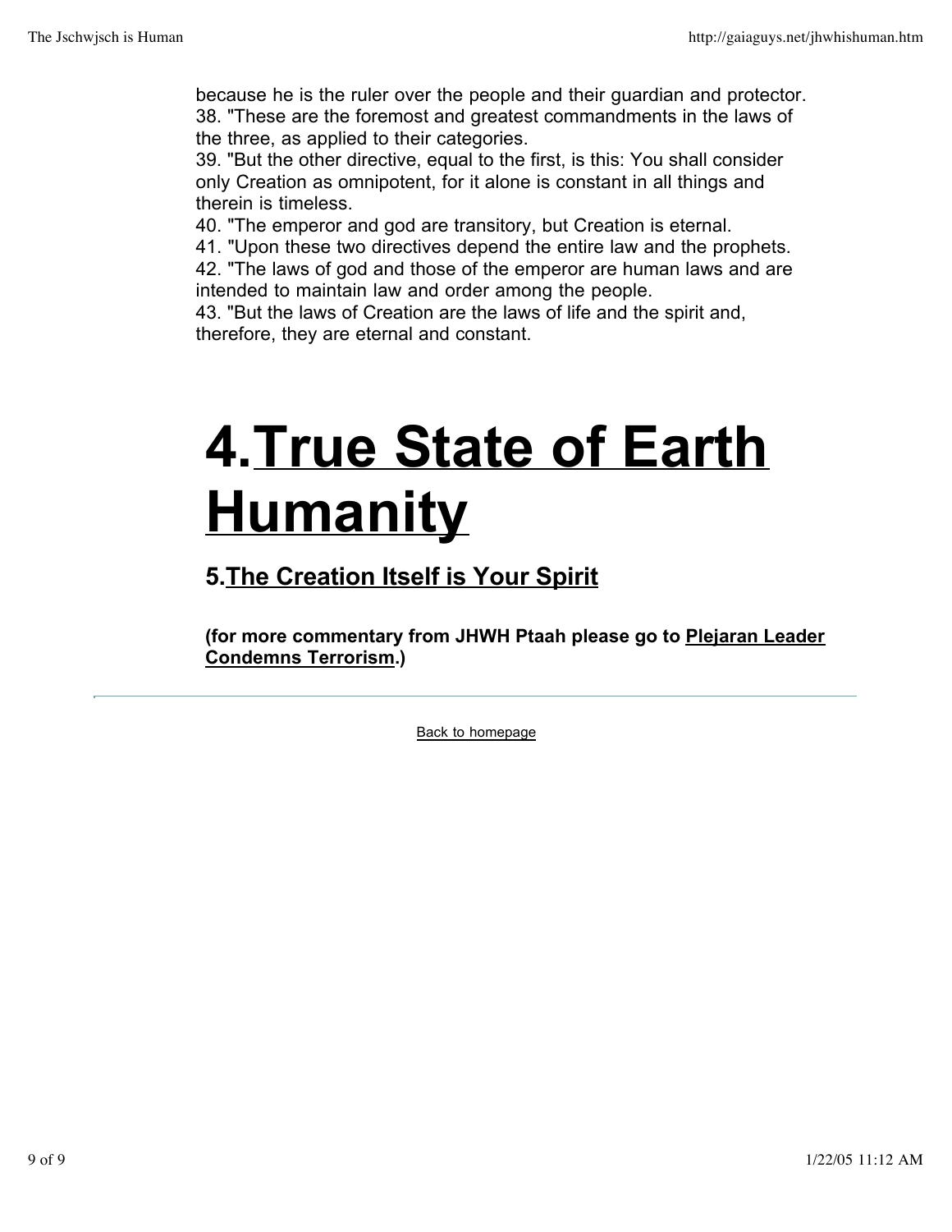because he is the ruler over the people and their guardian and protector.
38. "These are the foremost and greatest commandments in the laws of the three, as applied to their categories.
39. "But the other directive, equal to the first, is this: You shall consider only Creation as omnipotent, for it alone is constant in all things and therein is timeless.
40. "The emperor and god are transitory, but Creation is eternal.
41. "Upon these two directives depend the entire law and the prophets.
42. "The laws of god and those of the emperor are human laws and are intended to maintain law and order among the people.
43. "But the laws of Creation are the laws of life and the spirit and, therefore, they are eternal and constant.

# 4.True State of Earth Humanity

## 5.The Creation Itself is Your Spirit

**(for more commentary from JHWH Ptaah please go to Plejaran Leader Condemns Terrorism.)**

---

Back to homepage